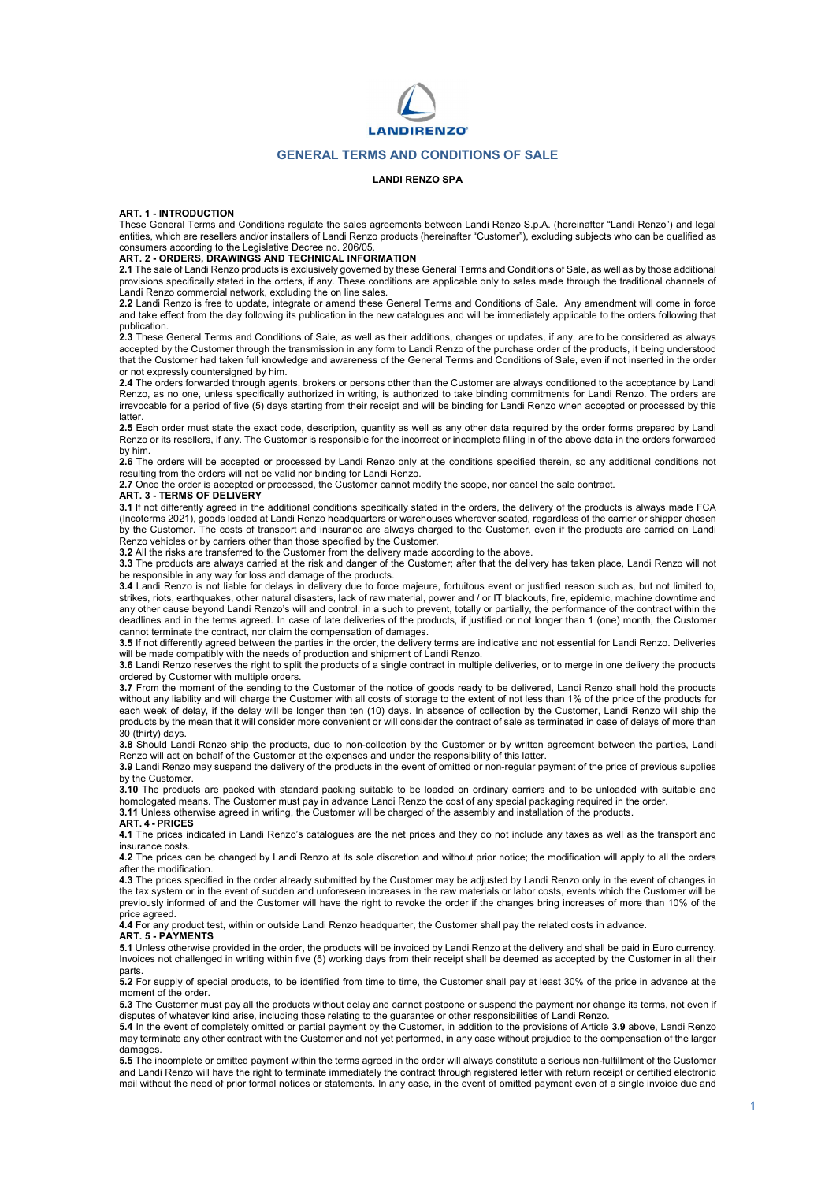LANDIRENZO

# GENERAL TERMS AND CONDITIONS OF SALE

**LANDI RENZO SPA**

## ART. 1 - INTRODUCTION

These General Terms and Conditions regulate the sales agreements between Landi Renzo S.p.A. (hereinafter "Landi Renzo") and legal entities, which are resellers and/or installers of Landi Renzo products (hereinafter "Customer"), excluding subjects who can be qualified as consumers according to the Legislative Decree no. 206/05.

## ART. 2 - ORDERS, DRAWINGS AND TECHNICAL INFORMATION

**2.1** The sale of Landi Renzo products is exclusively governed by these General Terms and Conditions of Sale, as well as by those additional provisions specifically stated in the orders, if any. These conditions are applicable only to sales made through the traditional channels of Landi Renzo commercial network, excluding the on line sales.

**2.2** Landi Renzo is free to update, integrate or amend these General Terms and Conditions of Sale. Any amendment will come in force and take effect from the day following its publication in the new catalogues and will be immediately applicable to the orders following that publication.

**2.3** These General Terms and Conditions of Sale, as well as their additions, changes or updates, if any, are to be considered as always accepted by the Customer through the transmission in any form to Landi Renzo of the purchase order of the products, it being understood that the Customer had taken full knowledge and awareness of the General Terms and Conditions of Sale, even if not inserted in the order or not expressly countersigned by him.

**2.4** The orders forwarded through agents, brokers or persons other than the Customer are always conditioned to the acceptance by Landi Renzo, as no one, unless specifically authorized in writing, is authorized to take binding commitments for Landi Renzo. The orders are irrevocable for a period of five (5) days starting from their receipt and will be binding for Landi Renzo when accepted or processed by this latter.

**2.5** Each order must state the exact code, description, quantity as well as any other data required by the order forms prepared by Landi Renzo or its resellers, if any. The Customer is responsible for the incorrect or incomplete filling in of the above data in the orders forwarded by him.

**2.6** The orders will be accepted or processed by Landi Renzo only at the conditions specified therein, so any additional conditions not resulting from the orders will not be valid nor binding for Landi Renzo.

**2.7** Once the order is accepted or processed, the Customer cannot modify the scope, nor cancel the sale contract.

## ART. 3 - TERMS OF DELIVERY

**3.1** If not differently agreed in the additional conditions specifically stated in the orders, the delivery of the products is always made FCA (Incoterms 2021), goods loaded at Landi Renzo headquarters or warehouses wherever seated, regardless of the carrier or shipper chosen by the Customer. The costs of transport and insurance are always charged to the Customer, even if the products are carried on Landi Renzo vehicles or by carriers other than those specified by the Customer.

**3.2** All the risks are transferred to the Customer from the delivery made according to the above.

**3.3** The products are always carried at the risk and danger of the Customer; after that the delivery has taken place, Landi Renzo will not be responsible in any way for loss and damage of the products.

**3.4** Landi Renzo is not liable for delays in delivery due to force majeure, fortuitous event or justified reason such as, but not limited to, strikes, riots, earthquakes, other natural disasters, lack of raw material, power and / or IT blackouts, fire, epidemic, machine downtime and any other cause beyond Landi Renzo's will and control, in a such to prevent, totally or partially, the performance of the contract within the deadlines and in the terms agreed. In case of late deliveries of the products, if justified or not longer than 1 (one) month, the Customer cannot terminate the contract, nor claim the compensation of damages.

**3.5** If not differently agreed between the parties in the order, the delivery terms are indicative and not essential for Landi Renzo. Deliveries will be made compatibly with the needs of production and shipment of Landi Renzo.

**3.6** Landi Renzo reserves the right to split the products of a single contract in multiple deliveries, or to merge in one delivery the products ordered by Customer with multiple orders.

**3.7** From the moment of the sending to the Customer of the notice of goods ready to be delivered, Landi Renzo shall hold the products without any liability and will charge the Customer with all costs of storage to the extent of not less than 1% of the price of the products for each week of delay, if the delay will be longer than ten (10) days. In absence of collection by the Customer, Landi Renzo will ship the products by the mean that it will consider more convenient or will consider the contract of sale as terminated in case of delays of more than 30 (thirty) days.

**3.8** Should Landi Renzo ship the products, due to non-collection by the Customer or by written agreement between the parties, Landi Renzo will act on behalf of the Customer at the expenses and under the responsibility of this latter.

**3.9** Landi Renzo may suspend the delivery of the products in the event of omitted or non-regular payment of the price of previous supplies by the Customer.

**3.10** The products are packed with standard packing suitable to be loaded on ordinary carriers and to be unloaded with suitable and homologated means. The Customer must pay in advance Landi Renzo the cost of any special packaging required in the order.

**3.11** Unless otherwise agreed in writing, the Customer will be charged of the assembly and installation of the products.

## ART. 4 - PRICES

**4.1** The prices indicated in Landi Renzo's catalogues are the net prices and they do not include any taxes as well as the transport and insurance costs.

**4.2** The prices can be changed by Landi Renzo at its sole discretion and without prior notice; the modification will apply to all the orders after the modification.

**4.3** The prices specified in the order already submitted by the Customer may be adjusted by Landi Renzo only in the event of changes in the tax system or in the event of sudden and unforeseen increases in the raw materials or labor costs, events which the Customer will be previously informed of and the Customer will have the right to revoke the order if the changes bring increases of more than 10% of the price agreed.

**4.4** For any product test, within or outside Landi Renzo headquarter, the Customer shall pay the related costs in advance.

## ART. 5 - PAYMENTS

**5.1** Unless otherwise provided in the order, the products will be invoiced by Landi Renzo at the delivery and shall be paid in Euro currency. Invoices not challenged in writing within five (5) working days from their receipt shall be deemed as accepted by the Customer in all their parts.

**5.2** For supply of special products, to be identified from time to time, the Customer shall pay at least 30% of the price in advance at the moment of the order.

**5.3** The Customer must pay all the products without delay and cannot postpone or suspend the payment nor change its terms, not even if disputes of whatever kind arise, including those relating to the guarantee or other responsibilities of Landi Renzo.

**5.4** In the event of completely omitted or partial payment by the Customer, in addition to the provisions of Article **3.9** above, Landi Renzo may terminate any other contract with the Customer and not yet performed, in any case without prejudice to the compensation of the larger damages.

**5.5** The incomplete or omitted payment within the terms agreed in the order will always constitute a serious non-fulfillment of the Customer and Landi Renzo will have the right to terminate immediately the contract through registered letter with return receipt or certified electronic mail without the need of prior formal notices or statements. In any case, in the event of omitted payment even of a single invoice due and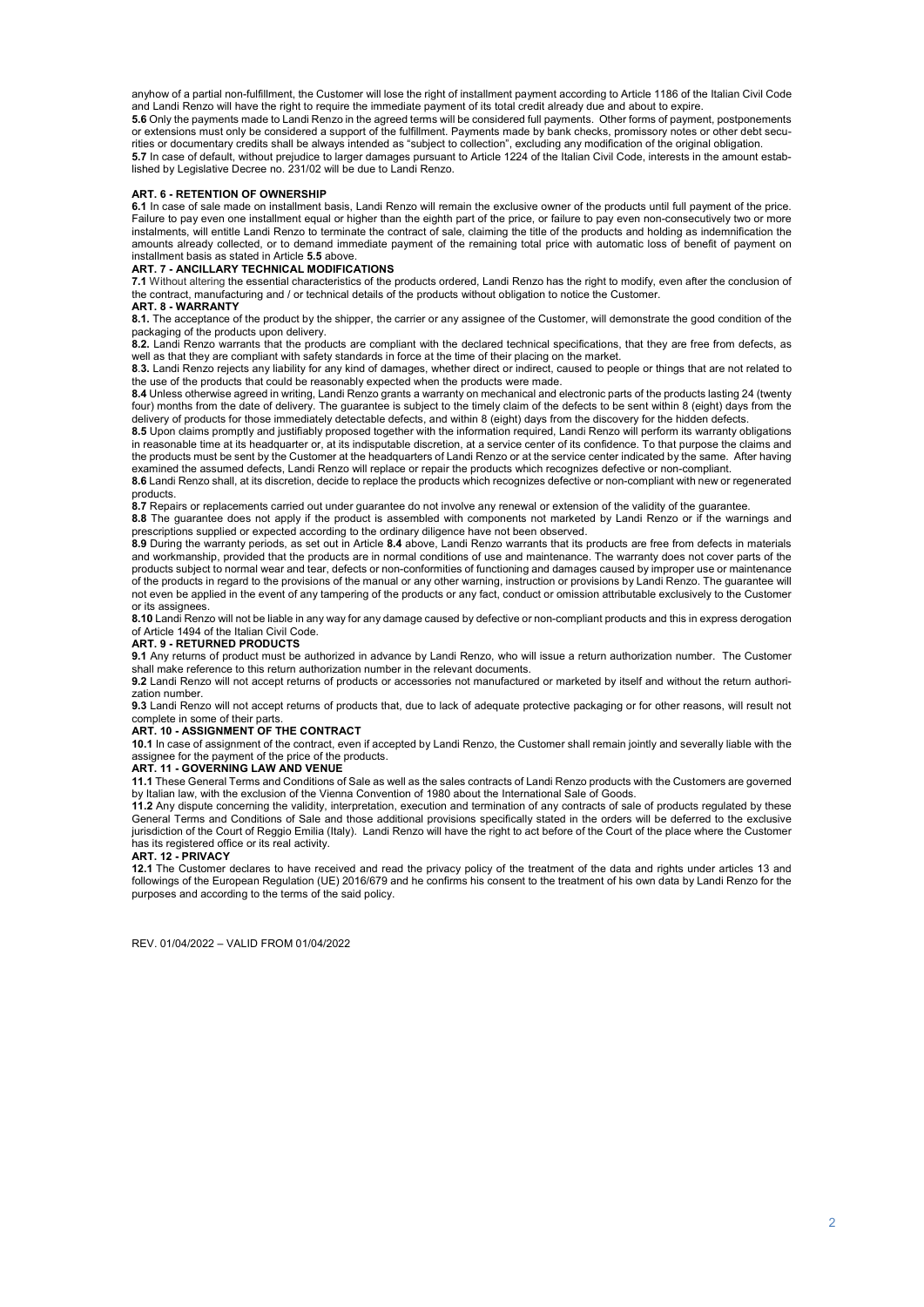anyhow of a partial non-fulfillment, the Customer will lose the right of installment payment according to Article 1186 of the Italian Civil Code and Landi Renzo will have the right to require the immediate payment of its total credit already due and about to expire.

**5.6** Only the payments made to Landi Renzo in the agreed terms will be considered full payments. Other forms of payment, postponements or extensions must only be considered a support of the fulfillment. Payments made by bank checks, promissory notes or other debt securities or documentary credits shall be always intended as "subject to collection", excluding any modification of the original obligation.

**5.7** In case of default, without prejudice to larger damages pursuant to Article 1224 of the Italian Civil Code, interests in the amount established by Legislative Decree no. 231/02 will be due to Landi Renzo.

**ART. 6 - RETENTION OF OWNERSHIP**

**6.1** In case of sale made on installment basis, Landi Renzo will remain the exclusive owner of the products until full payment of the price. Failure to pay even one installment equal or higher than the eighth part of the price, or failure to pay even non-consecutively two or more instalments, will entitle Landi Renzo to terminate the contract of sale, claiming the title of the products and holding as indemnification the amounts already collected, or to demand immediate payment of the remaining total price with automatic loss of benefit of payment on installment basis as stated in Article **5.5** above.

**ART. 7 - ANCILLARY TECHNICAL MODIFICATIONS**

**7.1** Without altering the essential characteristics of the products ordered, Landi Renzo has the right to modify, even after the conclusion of the contract, manufacturing and / or technical details of the products without obligation to notice the Customer.

**ART. 8 - WARRANTY**

**8.1.** The acceptance of the product by the shipper, the carrier or any assignee of the Customer, will demonstrate the good condition of the packaging of the products upon delivery.

**8.2.** Landi Renzo warrants that the products are compliant with the declared technical specifications, that they are free from defects, as well as that they are compliant with safety standards in force at the time of their placing on the market.

**8.3.** Landi Renzo rejects any liability for any kind of damages, whether direct or indirect, caused to people or things that are not related to the use of the products that could be reasonably expected when the products were made.

**8.4** Unless otherwise agreed in writing, Landi Renzo grants a warranty on mechanical and electronic parts of the products lasting 24 (twenty four) months from the date of delivery. The guarantee is subject to the timely claim of the defects to be sent within 8 (eight) days from the delivery of products for those immediately detectable defects, and within 8 (eight) days from the discovery for the hidden defects.

**8.5** Upon claims promptly and justifiably proposed together with the information required, Landi Renzo will perform its warranty obligations in reasonable time at its headquarter or, at its indisputable discretion, at a service center of its confidence. To that purpose the claims and the products must be sent by the Customer at the headquarters of Landi Renzo or at the service center indicated by the same. After having examined the assumed defects, Landi Renzo will replace or repair the products which recognizes defective or non-compliant.

**8.6** Landi Renzo shall, at its discretion, decide to replace the products which recognizes defective or non-compliant with new or regenerated products.

**8.7** Repairs or replacements carried out under guarantee do not involve any renewal or extension of the validity of the guarantee.

**8.8** The guarantee does not apply if the product is assembled with components not marketed by Landi Renzo or if the warnings and prescriptions supplied or expected according to the ordinary diligence have not been observed.

**8.9** During the warranty periods, as set out in Article **8.4** above, Landi Renzo warrants that its products are free from defects in materials and workmanship, provided that the products are in normal conditions of use and maintenance. The warranty does not cover parts of the products subject to normal wear and tear, defects or non-conformities of functioning and damages caused by improper use or maintenance of the products in regard to the provisions of the manual or any other warning, instruction or provisions by Landi Renzo. The guarantee will not even be applied in the event of any tampering of the products or any fact, conduct or omission attributable exclusively to the Customer or its assignees.

**8.10** Landi Renzo will not be liable in any way for any damage caused by defective or non-compliant products and this in express derogation of Article 1494 of the Italian Civil Code.

**ART. 9 - RETURNED PRODUCTS**

**9.1** Any returns of product must be authorized in advance by Landi Renzo, who will issue a return authorization number. The Customer shall make reference to this return authorization number in the relevant documents.

**9.2** Landi Renzo will not accept returns of products or accessories not manufactured or marketed by itself and without the return authorization number.

**9.3** Landi Renzo will not accept returns of products that, due to lack of adequate protective packaging or for other reasons, will result not complete in some of their parts.

**ART. 10 - ASSIGNMENT OF THE CONTRACT**

**10.1** In case of assignment of the contract, even if accepted by Landi Renzo, the Customer shall remain jointly and severally liable with the assignee for the payment of the price of the products.

**ART. 11 - GOVERNING LAW AND VENUE**

**11.1** These General Terms and Conditions of Sale as well as the sales contracts of Landi Renzo products with the Customers are governed by Italian law, with the exclusion of the Vienna Convention of 1980 about the International Sale of Goods.

**11.2** Any dispute concerning the validity, interpretation, execution and termination of any contracts of sale of products regulated by these General Terms and Conditions of Sale and those additional provisions specifically stated in the orders will be deferred to the exclusive jurisdiction of the Court of Reggio Emilia (Italy). Landi Renzo will have the right to act before of the Court of the place where the Customer has its registered office or its real activity.

**ART. 12 - PRIVACY**

**12.1** The Customer declares to have received and read the privacy policy of the treatment of the data and rights under articles 13 and followings of the European Regulation (UE) 2016/679 and he confirms his consent to the treatment of his own data by Landi Renzo for the purposes and according to the terms of the said policy.

REV. 01/04/2022 – VALID FROM 01/04/2022